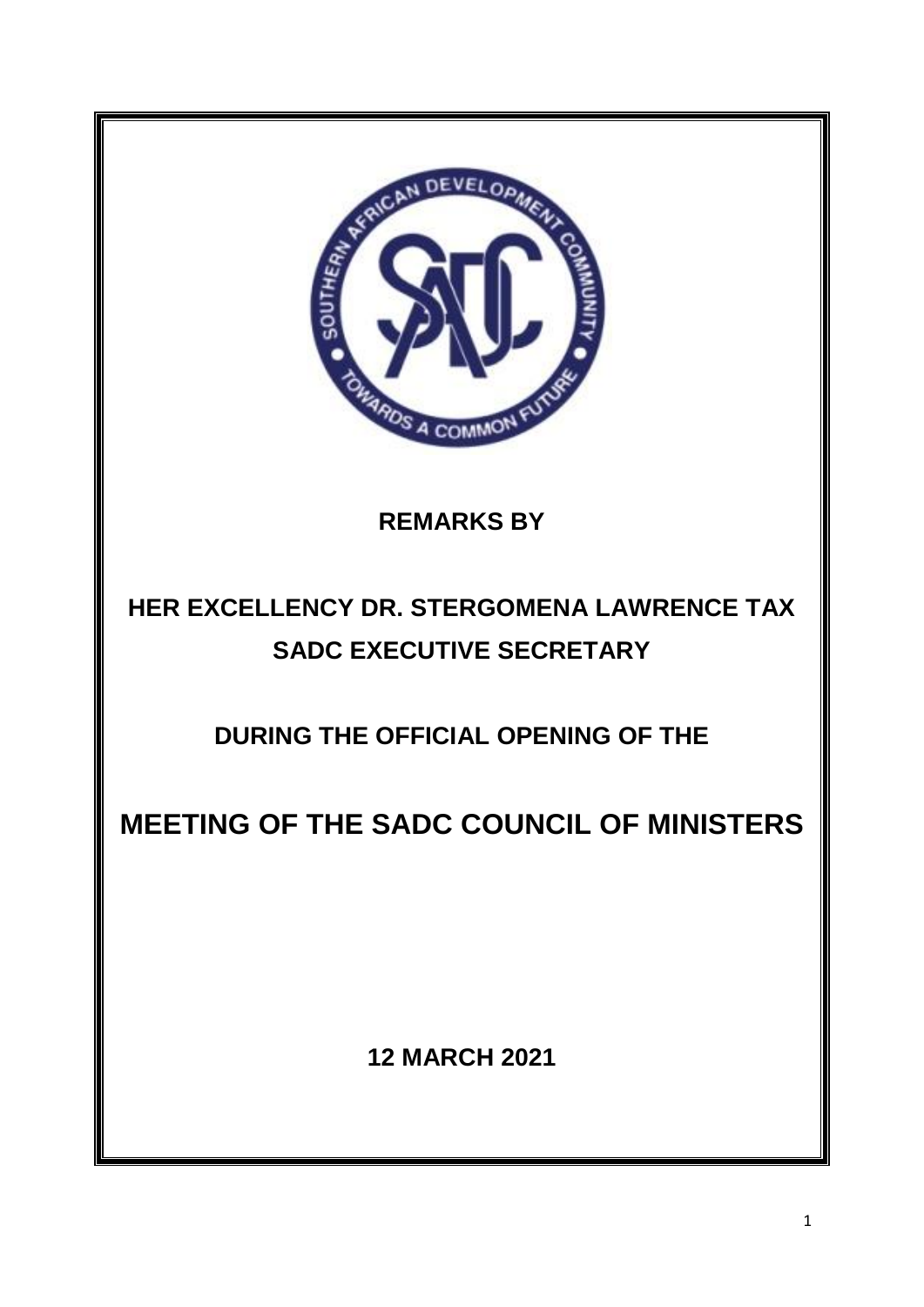**REMARKS BY**

**HER EXCELLENCY DR. STERGOMENA LAWRENCE TAX**
**SADC EXECUTIVE SECRETARY**

**DURING THE OFFICIAL OPENING OF THE**

# MEETING OF THE SADC COUNCIL OF MINISTERS

**12 MARCH 2021**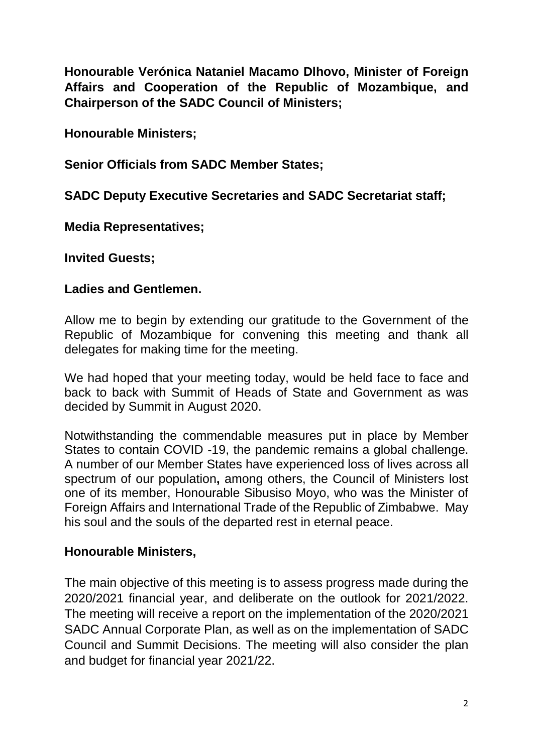**Honourable Verónica Nataniel Macamo Dlhovo, Minister of Foreign Affairs and Cooperation of the Republic of Mozambique, and Chairperson of the SADC Council of Ministers;**

**Honourable Ministers;**

**Senior Officials from SADC Member States;**

**SADC Deputy Executive Secretaries and SADC Secretariat staff;**

**Media Representatives;**

**Invited Guests;**

**Ladies and Gentlemen.**

Allow me to begin by extending our gratitude to the Government of the Republic of Mozambique for convening this meeting and thank all delegates for making time for the meeting.

We had hoped that your meeting today, would be held face to face and back to back with Summit of Heads of State and Government as was decided by Summit in August 2020.

Notwithstanding the commendable measures put in place by Member States to contain COVID -19, the pandemic remains a global challenge. A number of our Member States have experienced loss of lives across all spectrum of our population**,** among others, the Council of Ministers lost one of its member, Honourable Sibusiso Moyo, who was the Minister of Foreign Affairs and International Trade of the Republic of Zimbabwe. May his soul and the souls of the departed rest in eternal peace.

**Honourable Ministers,**

The main objective of this meeting is to assess progress made during the 2020/2021 financial year, and deliberate on the outlook for 2021/2022. The meeting will receive a report on the implementation of the 2020/2021 SADC Annual Corporate Plan, as well as on the implementation of SADC Council and Summit Decisions. The meeting will also consider the plan and budget for financial year 2021/22.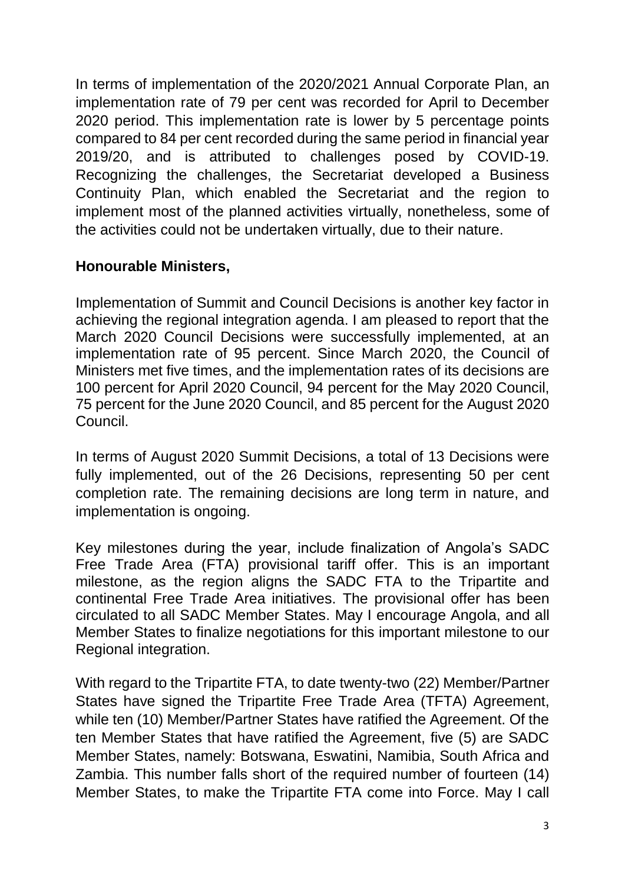In terms of implementation of the 2020/2021 Annual Corporate Plan, an implementation rate of 79 per cent was recorded for April to December 2020 period. This implementation rate is lower by 5 percentage points compared to 84 per cent recorded during the same period in financial year 2019/20, and is attributed to challenges posed by COVID-19. Recognizing the challenges, the Secretariat developed a Business Continuity Plan, which enabled the Secretariat and the region to implement most of the planned activities virtually, nonetheless, some of the activities could not be undertaken virtually, due to their nature.

**Honourable Ministers,**

Implementation of Summit and Council Decisions is another key factor in achieving the regional integration agenda. I am pleased to report that the March 2020 Council Decisions were successfully implemented, at an implementation rate of 95 percent. Since March 2020, the Council of Ministers met five times, and the implementation rates of its decisions are 100 percent for April 2020 Council, 94 percent for the May 2020 Council, 75 percent for the June 2020 Council, and 85 percent for the August 2020 Council.

In terms of August 2020 Summit Decisions, a total of 13 Decisions were fully implemented, out of the 26 Decisions, representing 50 per cent completion rate. The remaining decisions are long term in nature, and implementation is ongoing.

Key milestones during the year, include finalization of Angola's SADC Free Trade Area (FTA) provisional tariff offer. This is an important milestone, as the region aligns the SADC FTA to the Tripartite and continental Free Trade Area initiatives. The provisional offer has been circulated to all SADC Member States. May I encourage Angola, and all Member States to finalize negotiations for this important milestone to our Regional integration.

With regard to the Tripartite FTA, to date twenty-two (22) Member/Partner States have signed the Tripartite Free Trade Area (TFTA) Agreement, while ten (10) Member/Partner States have ratified the Agreement. Of the ten Member States that have ratified the Agreement, five (5) are SADC Member States, namely: Botswana, Eswatini, Namibia, South Africa and Zambia. This number falls short of the required number of fourteen (14) Member States, to make the Tripartite FTA come into Force. May I call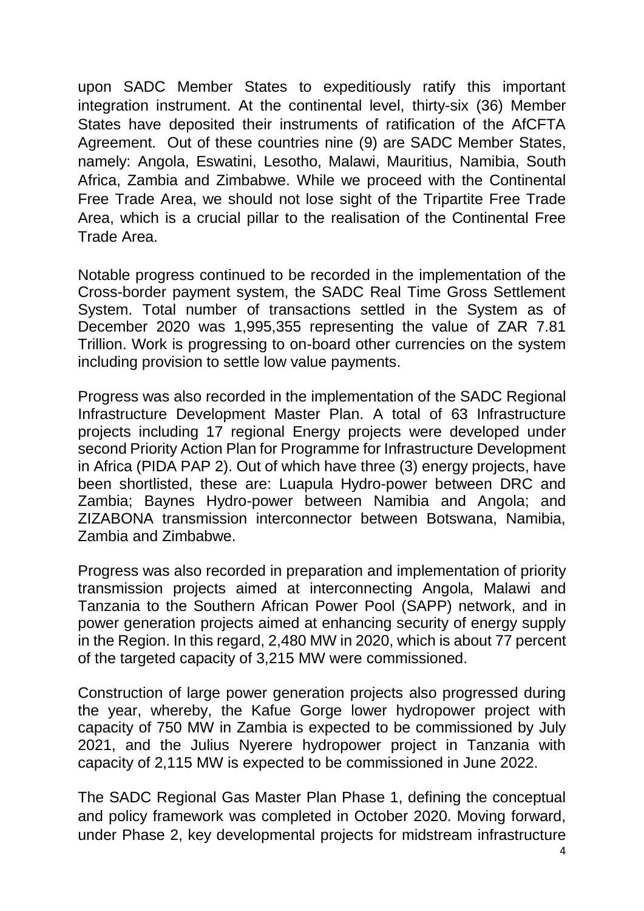upon SADC Member States to expeditiously ratify this important integration instrument. At the continental level, thirty-six (36) Member States have deposited their instruments of ratification of the AfCFTA Agreement. Out of these countries nine (9) are SADC Member States, namely: Angola, Eswatini, Lesotho, Malawi, Mauritius, Namibia, South Africa, Zambia and Zimbabwe. While we proceed with the Continental Free Trade Area, we should not lose sight of the Tripartite Free Trade Area, which is a crucial pillar to the realisation of the Continental Free Trade Area.

Notable progress continued to be recorded in the implementation of the Cross-border payment system, the SADC Real Time Gross Settlement System. Total number of transactions settled in the System as of December 2020 was 1,995,355 representing the value of ZAR 7.81 Trillion. Work is progressing to on-board other currencies on the system including provision to settle low value payments.

Progress was also recorded in the implementation of the SADC Regional Infrastructure Development Master Plan. A total of 63 Infrastructure projects including 17 regional Energy projects were developed under second Priority Action Plan for Programme for Infrastructure Development in Africa (PIDA PAP 2). Out of which have three (3) energy projects, have been shortlisted, these are: Luapula Hydro-power between DRC and Zambia; Baynes Hydro-power between Namibia and Angola; and ZIZABONA transmission interconnector between Botswana, Namibia, Zambia and Zimbabwe.

Progress was also recorded in preparation and implementation of priority transmission projects aimed at interconnecting Angola, Malawi and Tanzania to the Southern African Power Pool (SAPP) network, and in power generation projects aimed at enhancing security of energy supply in the Region. In this regard, 2,480 MW in 2020, which is about 77 percent of the targeted capacity of 3,215 MW were commissioned.

Construction of large power generation projects also progressed during the year, whereby, the Kafue Gorge lower hydropower project with capacity of 750 MW in Zambia is expected to be commissioned by July 2021, and the Julius Nyerere hydropower project in Tanzania with capacity of 2,115 MW is expected to be commissioned in June 2022.

The SADC Regional Gas Master Plan Phase 1, defining the conceptual and policy framework was completed in October 2020. Moving forward, under Phase 2, key developmental projects for midstream infrastructure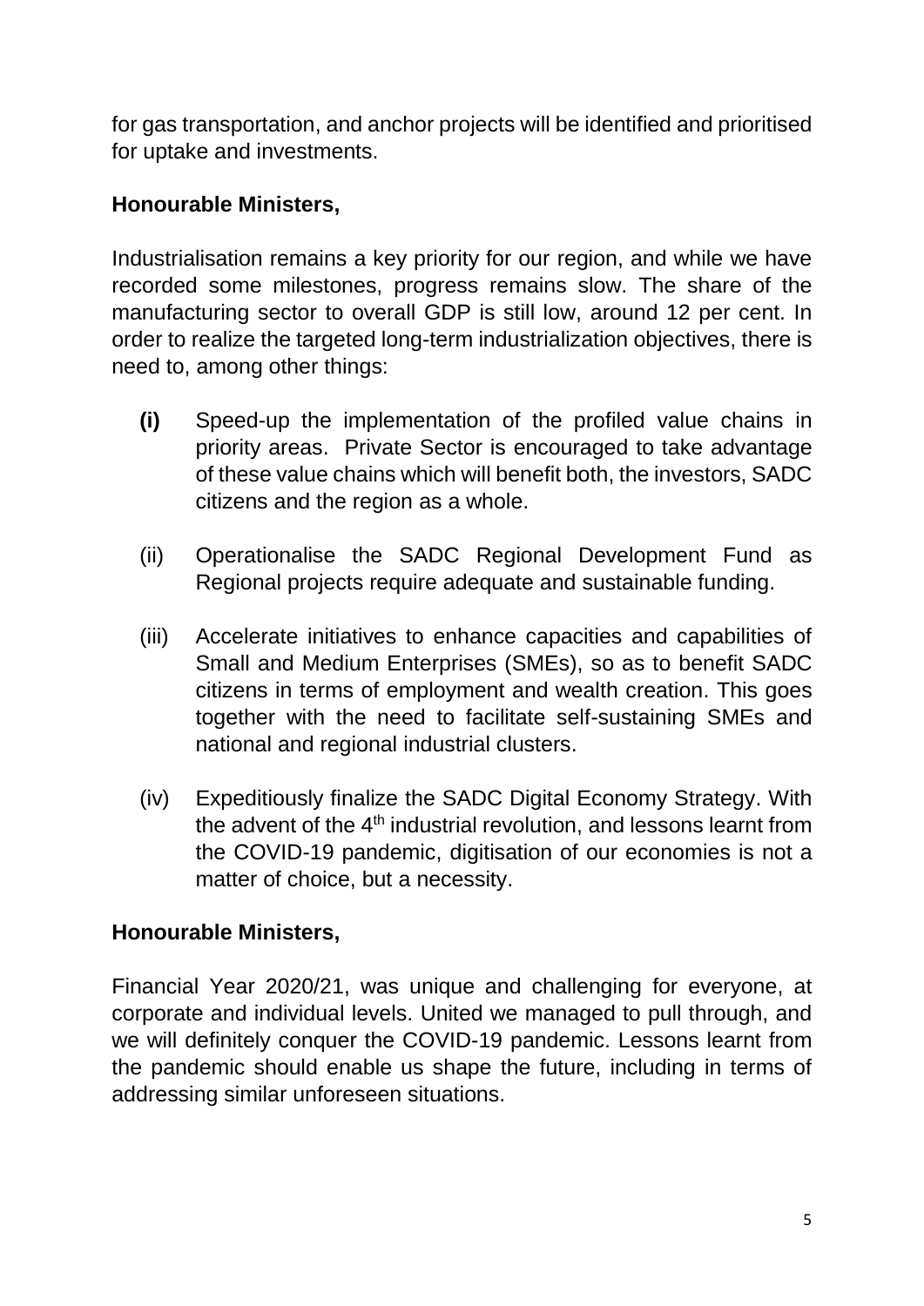for gas transportation, and anchor projects will be identified and prioritised for uptake and investments.

**Honourable Ministers,**

Industrialisation remains a key priority for our region, and while we have recorded some milestones, progress remains slow. The share of the manufacturing sector to overall GDP is still low, around 12 per cent. In order to realize the targeted long-term industrialization objectives, there is need to, among other things:

**(i)** Speed-up the implementation of the profiled value chains in priority areas. Private Sector is encouraged to take advantage of these value chains which will benefit both, the investors, SADC citizens and the region as a whole.

(ii) Operationalise the SADC Regional Development Fund as Regional projects require adequate and sustainable funding.

(iii) Accelerate initiatives to enhance capacities and capabilities of Small and Medium Enterprises (SMEs), so as to benefit SADC citizens in terms of employment and wealth creation. This goes together with the need to facilitate self-sustaining SMEs and national and regional industrial clusters.

(iv) Expeditiously finalize the SADC Digital Economy Strategy. With the advent of the 4th industrial revolution, and lessons learnt from the COVID-19 pandemic, digitisation of our economies is not a matter of choice, but a necessity.

**Honourable Ministers,**

Financial Year 2020/21, was unique and challenging for everyone, at corporate and individual levels. United we managed to pull through, and we will definitely conquer the COVID-19 pandemic. Lessons learnt from the pandemic should enable us shape the future, including in terms of addressing similar unforeseen situations.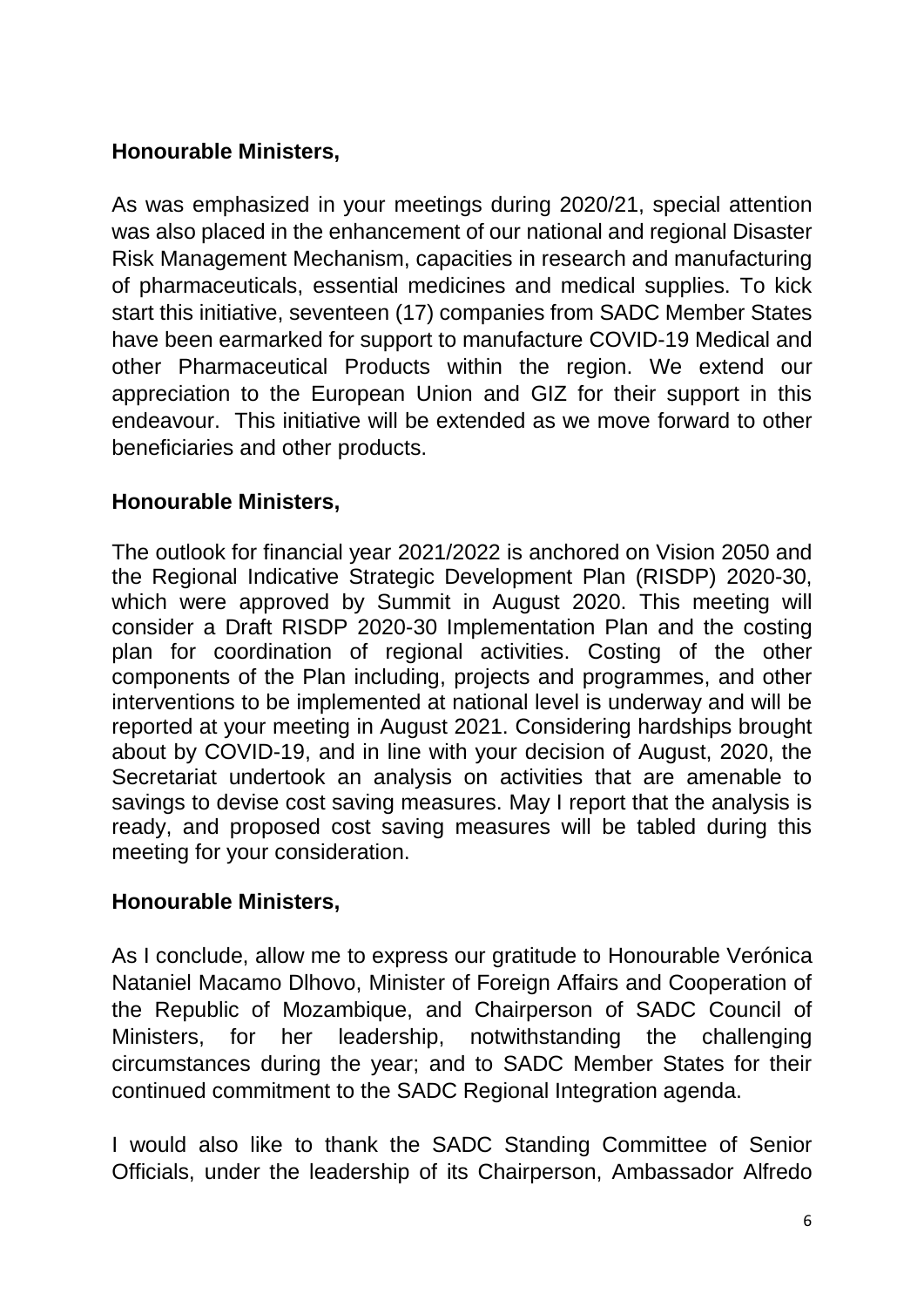**Honourable Ministers,**

As was emphasized in your meetings during 2020/21, special attention was also placed in the enhancement of our national and regional Disaster Risk Management Mechanism, capacities in research and manufacturing of pharmaceuticals, essential medicines and medical supplies. To kick start this initiative, seventeen (17) companies from SADC Member States have been earmarked for support to manufacture COVID-19 Medical and other Pharmaceutical Products within the region. We extend our appreciation to the European Union and GIZ for their support in this endeavour. This initiative will be extended as we move forward to other beneficiaries and other products.

**Honourable Ministers,**

The outlook for financial year 2021/2022 is anchored on Vision 2050 and the Regional Indicative Strategic Development Plan (RISDP) 2020-30, which were approved by Summit in August 2020. This meeting will consider a Draft RISDP 2020-30 Implementation Plan and the costing plan for coordination of regional activities. Costing of the other components of the Plan including, projects and programmes, and other interventions to be implemented at national level is underway and will be reported at your meeting in August 2021. Considering hardships brought about by COVID-19, and in line with your decision of August, 2020, the Secretariat undertook an analysis on activities that are amenable to savings to devise cost saving measures. May I report that the analysis is ready, and proposed cost saving measures will be tabled during this meeting for your consideration.

**Honourable Ministers,**

As I conclude, allow me to express our gratitude to Honourable Verónica Nataniel Macamo Dlhovo, Minister of Foreign Affairs and Cooperation of the Republic of Mozambique, and Chairperson of SADC Council of Ministers, for her leadership, notwithstanding the challenging circumstances during the year; and to SADC Member States for their continued commitment to the SADC Regional Integration agenda.

I would also like to thank the SADC Standing Committee of Senior Officials, under the leadership of its Chairperson, Ambassador Alfredo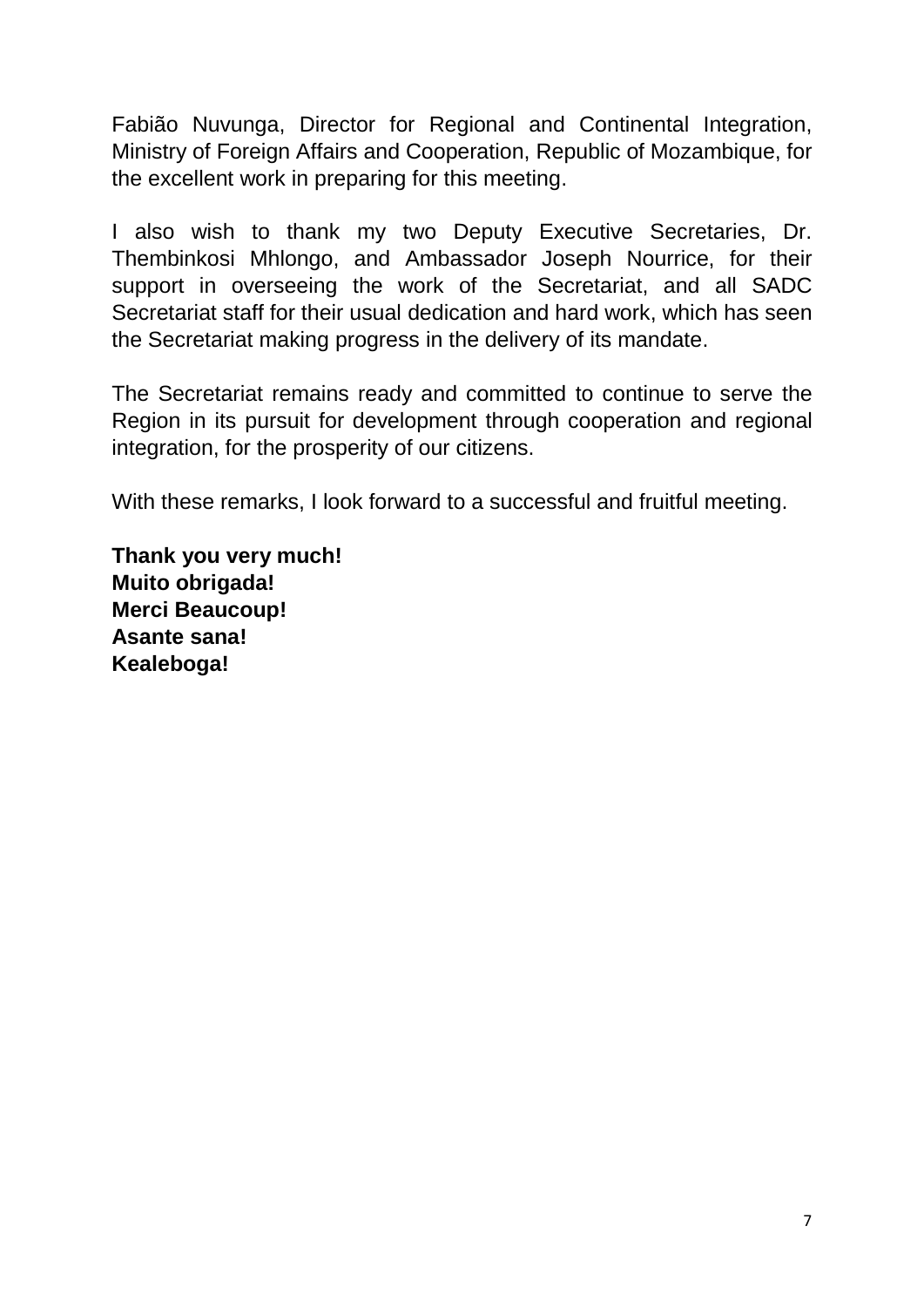Fabião Nuvunga, Director for Regional and Continental Integration, Ministry of Foreign Affairs and Cooperation, Republic of Mozambique, for the excellent work in preparing for this meeting.

I also wish to thank my two Deputy Executive Secretaries, Dr. Thembinkosi Mhlongo, and Ambassador Joseph Nourrice, for their support in overseeing the work of the Secretariat, and all SADC Secretariat staff for their usual dedication and hard work, which has seen the Secretariat making progress in the delivery of its mandate.

The Secretariat remains ready and committed to continue to serve the Region in its pursuit for development through cooperation and regional integration, for the prosperity of our citizens.

With these remarks, I look forward to a successful and fruitful meeting.

**Thank you very much!**
**Muito obrigada!**
**Merci Beaucoup!**
**Asante sana!**
**Kealeboga!**